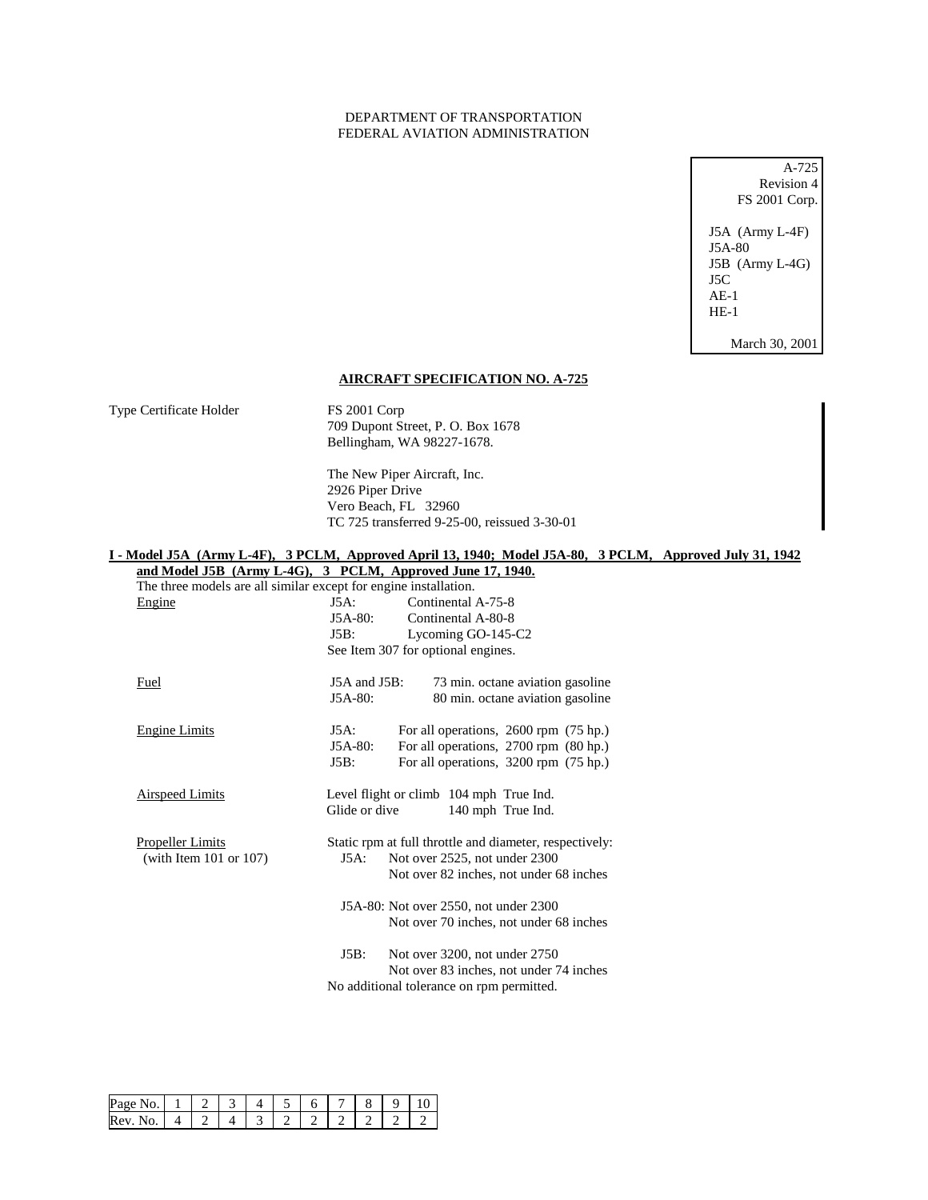DEPARTMENT OF TRANSPORTATION
FEDERAL AVIATION ADMINISTRATION

A-725
Revision 4
FS 2001 Corp.

J5A (Army L-4F)
J5A-80
J5B (Army L-4G)
J5C
AE-1
HE-1

March 30, 2001

## AIRCRAFT SPECIFICATION NO. A-725

Type Certificate Holder

FS 2001 Corp
709 Dupont Street, P. O. Box 1678
Bellingham, WA 98227-1678.

The New Piper Aircraft, Inc.
2926 Piper Drive
Vero Beach, FL 32960
TC 725 transferred 9-25-00, reissued 3-30-01

### I - Model J5A (Army L-4F), 3 PCLM, Approved April 13, 1940; Model J5A-80, 3 PCLM, Approved July 31, 1942 and Model J5B (Army L-4G), 3 PCLM, Approved June 17, 1940.

The three models are all similar except for engine installation.

Engine

J5A: Continental A-75-8
J5A-80: Continental A-80-8
J5B: Lycoming GO-145-C2
See Item 307 for optional engines.

Fuel

J5A and J5B: 73 min. octane aviation gasoline
J5A-80: 80 min. octane aviation gasoline

Engine Limits

J5A: For all operations, 2600 rpm (75 hp.)
J5A-80: For all operations, 2700 rpm (80 hp.)
J5B: For all operations, 3200 rpm (75 hp.)

Airspeed Limits

Level flight or climb 104 mph True Ind.
Glide or dive 140 mph True Ind.

Propeller Limits
(with Item 101 or 107)

Static rpm at full throttle and diameter, respectively:

J5A: Not over 2525, not under 2300
Not over 82 inches, not under 68 inches

J5A-80: Not over 2550, not under 2300
Not over 70 inches, not under 68 inches

J5B: Not over 3200, not under 2750
Not over 83 inches, not under 74 inches

No additional tolerance on rpm permitted.

| Page No. | 1 | 2 | 3 | 4 | 5 | 6 | 7 | 8 | 9 | 10 |
|---|---|---|---|---|---|---|---|---|---|---|
| Rev. No. | 4 | 2 | 4 | 3 | 2 | 2 | 2 | 2 | 2 | 2 |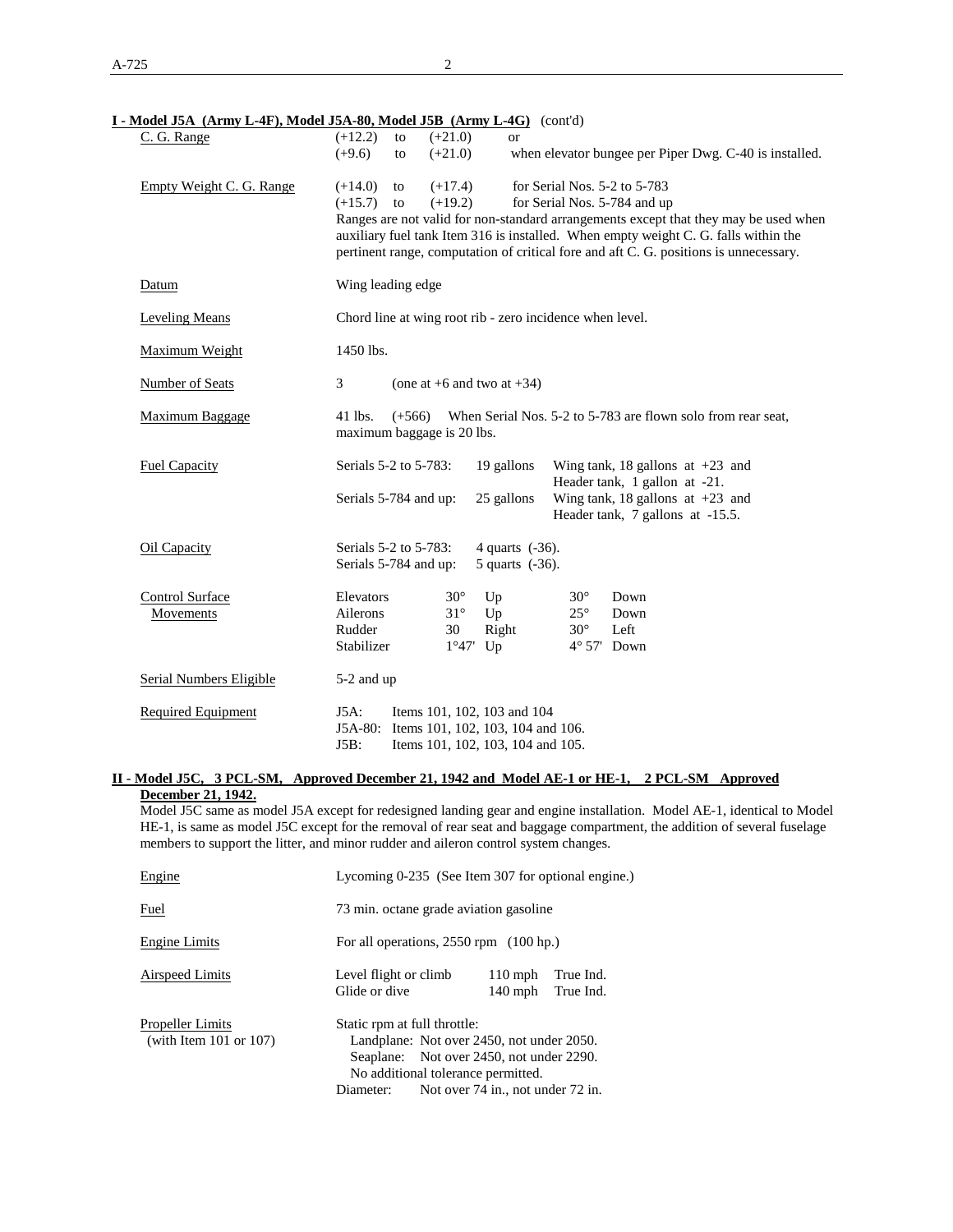**I - Model J5A (Army L-4F), Model J5A-80, Model J5B (Army L-4G)** (cont'd)

| | |
|---|---|
| C. G. Range | (+12.2) to (+21.0) or<br>(+9.6) to (+21.0) when elevator bungee per Piper Dwg. C-40 is installed. |
| Empty Weight C. G. Range | (+14.0) to (+17.4) for Serial Nos. 5-2 to 5-783<br>(+15.7) to (+19.2) for Serial Nos. 5-784 and up<br>Ranges are not valid for non-standard arrangements except that they may be used when auxiliary fuel tank Item 316 is installed. When empty weight C. G. falls within the pertinent range, computation of critical fore and aft C. G. positions is unnecessary. |
| Datum | Wing leading edge |
| Leveling Means | Chord line at wing root rib - zero incidence when level. |
| Maximum Weight | 1450 lbs. |
| Number of Seats | 3 (one at +6 and two at +34) |
| Maximum Baggage | 41 lbs. (+566) When Serial Nos. 5-2 to 5-783 are flown solo from rear seat, maximum baggage is 20 lbs. |
| Fuel Capacity | Serials 5-2 to 5-783: 19 gallons Wing tank, 18 gallons at +23 and Header tank, 1 gallon at -21.<br>Serials 5-784 and up: 25 gallons Wing tank, 18 gallons at +23 and Header tank, 7 gallons at -15.5. |
| Oil Capacity | Serials 5-2 to 5-783: 4 quarts (-36).<br>Serials 5-784 and up: 5 quarts (-36). |
| Control Surface Movements | Elevators 30° Up 30° Down<br>Ailerons 31° Up 25° Down<br>Rudder 30 Right 30° Left<br>Stabilizer 1°47' Up 4° 57' Down |
| Serial Numbers Eligible | 5-2 and up |
| Required Equipment | J5A: Items 101, 102, 103 and 104<br>J5A-80: Items 101, 102, 103, 104 and 106.<br>J5B: Items 101, 102, 103, 104 and 105. |

**II - Model J5C, 3 PCL-SM, Approved December 21, 1942 and Model AE-1 or HE-1, 2 PCL-SM Approved December 21, 1942.**

Model J5C same as model J5A except for redesigned landing gear and engine installation. Model AE-1, identical to Model HE-1, is same as model J5C except for the removal of rear seat and baggage compartment, the addition of several fuselage members to support the litter, and minor rudder and aileron control system changes.

| | |
|---|---|
| Engine | Lycoming 0-235 (See Item 307 for optional engine.) |
| Fuel | 73 min. octane grade aviation gasoline |
| Engine Limits | For all operations, 2550 rpm (100 hp.) |
| Airspeed Limits | Level flight or climb 110 mph True Ind.<br>Glide or dive 140 mph True Ind. |
| Propeller Limits (with Item 101 or 107) | Static rpm at full throttle:<br>Landplane: Not over 2450, not under 2050.<br>Seaplane: Not over 2450, not under 2290.<br>No additional tolerance permitted.<br>Diameter: Not over 74 in., not under 72 in. |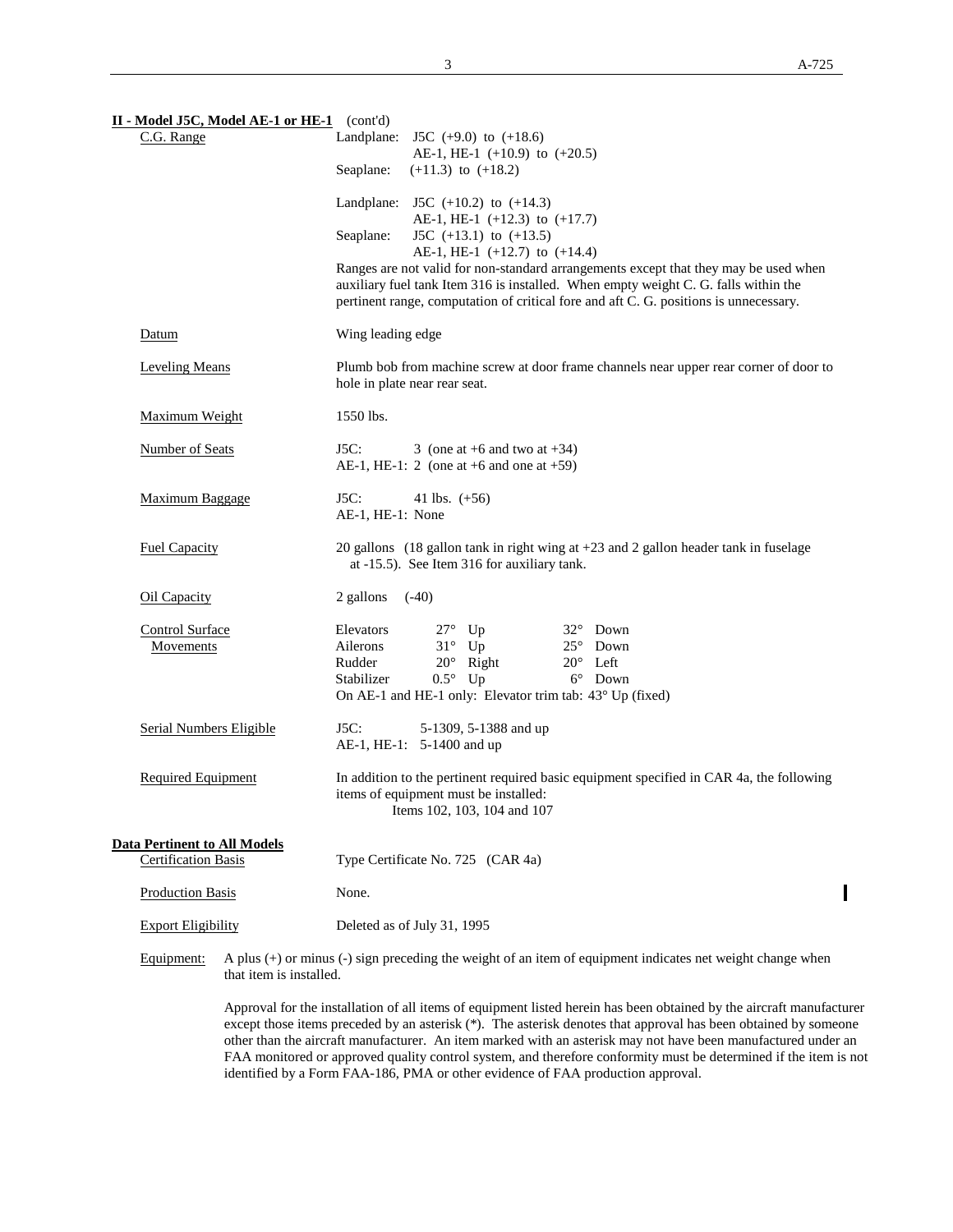**II - Model J5C, Model AE-1 or HE-1** (cont'd)

| | |
|---|---|
| C.G. Range | Landplane: J5C (+9.0) to (+18.6)<br>AE-1, HE-1 (+10.9) to (+20.5)<br>Seaplane: (+11.3) to (+18.2)<br><br>Landplane: J5C (+10.2) to (+14.3)<br>AE-1, HE-1 (+12.3) to (+17.7)<br>Seaplane: J5C (+13.1) to (+13.5)<br>AE-1, HE-1 (+12.7) to (+14.4)<br>Ranges are not valid for non-standard arrangements except that they may be used when auxiliary fuel tank Item 316 is installed. When empty weight C. G. falls within the pertinent range, computation of critical fore and aft C. G. positions is unnecessary. |
| Datum | Wing leading edge |
| Leveling Means | Plumb bob from machine screw at door frame channels near upper rear corner of door to hole in plate near rear seat. |
| Maximum Weight | 1550 lbs. |
| Number of Seats | J5C: 3 (one at +6 and two at +34)<br>AE-1, HE-1: 2 (one at +6 and one at +59) |
| Maximum Baggage | J5C: 41 lbs. (+56)<br>AE-1, HE-1: None |
| Fuel Capacity | 20 gallons (18 gallon tank in right wing at +23 and 2 gallon header tank in fuselage at -15.5). See Item 316 for auxiliary tank. |
| Oil Capacity | 2 gallons (-40) |
| Control Surface Movements | Elevators 27° Up 32° Down<br>Ailerons 31° Up 25° Down<br>Rudder 20° Right 20° Left<br>Stabilizer 0.5° Up 6° Down<br>On AE-1 and HE-1 only: Elevator trim tab: 43° Up (fixed) |
| Serial Numbers Eligible | J5C: 5-1309, 5-1388 and up<br>AE-1, HE-1: 5-1400 and up |
| Required Equipment | In addition to the pertinent required basic equipment specified in CAR 4a, the following items of equipment must be installed:<br>Items 102, 103, 104 and 107 |

**Data Pertinent to All Models**

| | |
|---|---|
| Certification Basis | Type Certificate No. 725 (CAR 4a) |
| Production Basis | None. |
| Export Eligibility | Deleted as of July 31, 1995 |

Equipment: A plus (+) or minus (-) sign preceding the weight of an item of equipment indicates net weight change when that item is installed.

Approval for the installation of all items of equipment listed herein has been obtained by the aircraft manufacturer except those items preceded by an asterisk (*). The asterisk denotes that approval has been obtained by someone other than the aircraft manufacturer. An item marked with an asterisk may not have been manufactured under an FAA monitored or approved quality control system, and therefore conformity must be determined if the item is not identified by a Form FAA-186, PMA or other evidence of FAA production approval.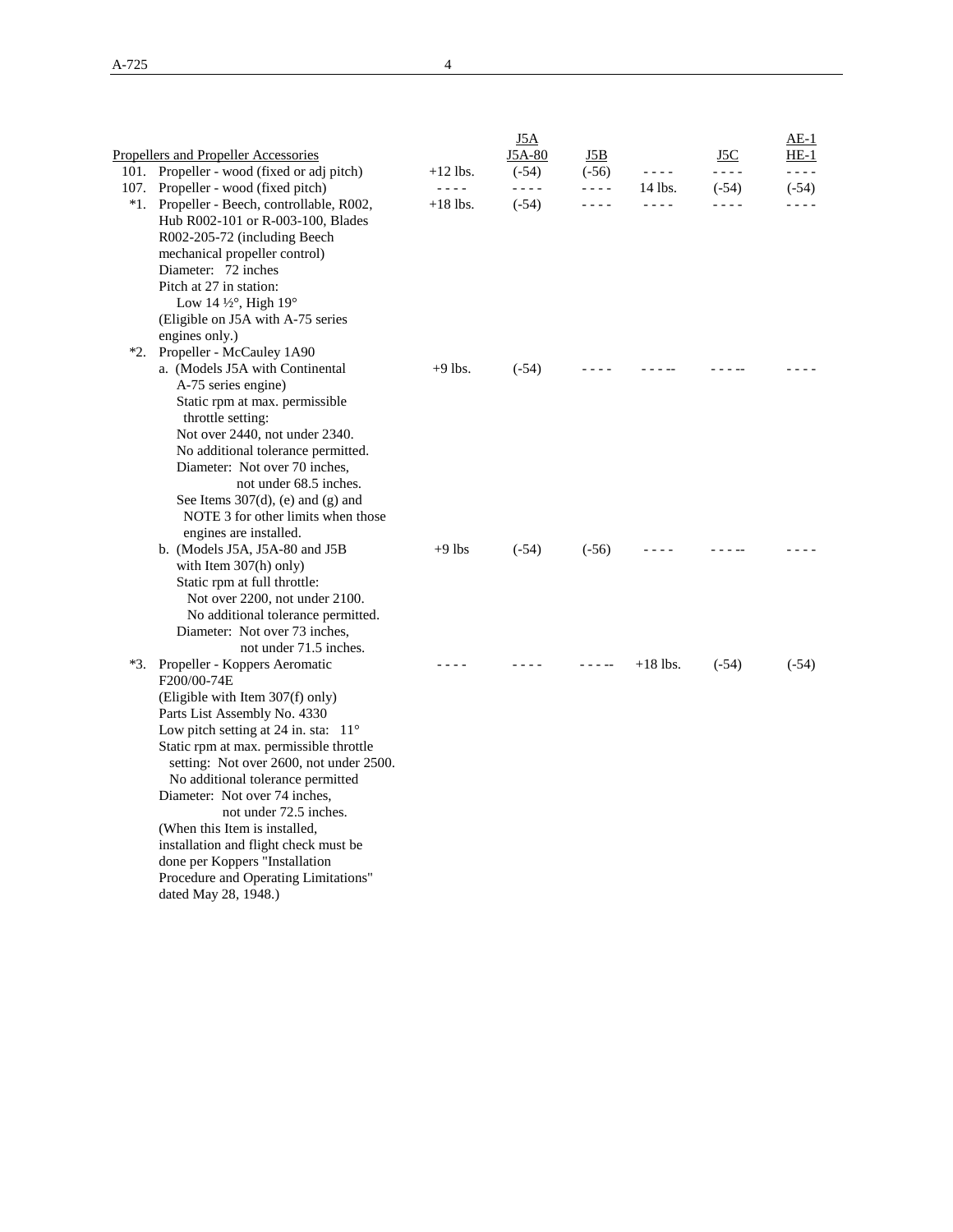| Propellers and Propeller Accessories | | J5A<br>J5A-80 | J5B | | J5C | AE-1<br>HE-1 |
|---|---|---|---|---|---|---|
| 101. Propeller - wood (fixed or adj pitch) | +12 lbs. | (-54) | (-56) | - - - - | - - - - | - - - - |
| 107. Propeller - wood (fixed pitch) | - - - - | - - - - | - - - - | 14 lbs. | (-54) | (-54) |
| *1. Propeller - Beech, controllable, R002, Hub R002-101 or R-003-100, Blades R002-205-72 (including Beech mechanical propeller control)<br>Diameter: 72 inches<br>Pitch at 27 in station:<br>Low 14 ½°, High 19°<br>(Eligible on J5A with A-75 series engines only.) | +18 lbs. | (-54) | - - - - | - - - - | - - - - | - - - - |
| *2. Propeller - McCauley 1A90<br>a. (Models J5A with Continental A-75 series engine)<br>Static rpm at max. permissible throttle setting:<br>Not over 2440, not under 2340.<br>No additional tolerance permitted.<br>Diameter: Not over 70 inches, not under 68.5 inches.<br>See Items 307(d), (e) and (g) and NOTE 3 for other limits when those engines are installed. | +9 lbs. | (-54) | - - - - | - - - - | - - - - | - - - - |
| b. (Models J5A, J5A-80 and J5B with Item 307(h) only)<br>Static rpm at full throttle:<br>Not over 2200, not under 2100.<br>No additional tolerance permitted.<br>Diameter: Not over 73 inches, not under 71.5 inches. | +9 lbs | (-54) | (-56) | - - - - | - - - - | - - - - |
| *3. Propeller - Koppers Aeromatic F200/00-74E<br>(Eligible with Item 307(f) only)<br>Parts List Assembly No. 4330<br>Low pitch setting at 24 in. sta: 11°<br>Static rpm at max. permissible throttle setting: Not over 2600, not under 2500.<br>No additional tolerance permitted<br>Diameter: Not over 74 inches, not under 72.5 inches.<br>(When this Item is installed, installation and flight check must be done per Koppers "Installation Procedure and Operating Limitations" dated May 28, 1948.) | - - - - | - - - - | - - - - | +18 lbs. | (-54) | (-54) |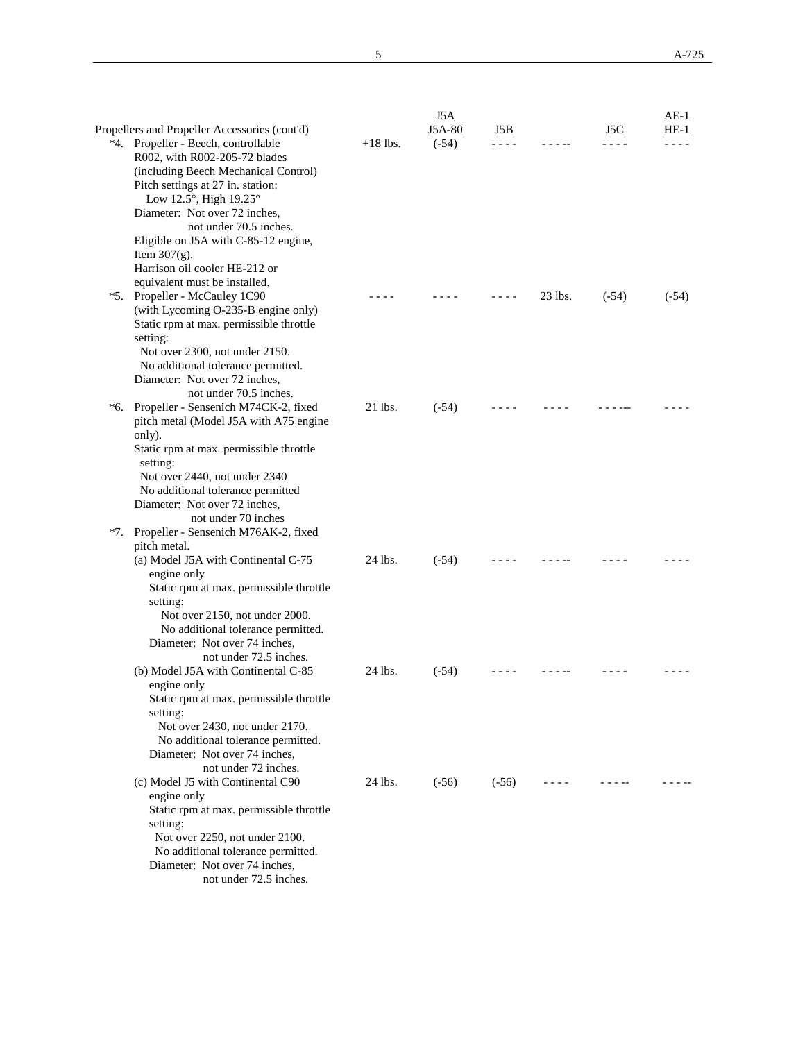| Propellers and Propeller Accessories (cont'd) | | J5A J5A-80 | J5B | | J5C | AE-1 HE-1 |
|---|---|---|---|---|---|---|
| *4. Propeller - Beech, controllable R002, with R002-205-72 blades (including Beech Mechanical Control) Pitch settings at 27 in. station: Low 12.5°, High 19.25° Diameter: Not over 72 inches, not under 70.5 inches. Eligible on J5A with C-85-12 engine, Item 307(g). Harrison oil cooler HE-212 or equivalent must be installed. | +18 lbs. | (-54) | - - - - | - - - -- | - - - - | - - - - |
| *5. Propeller - McCauley 1C90 (with Lycoming O-235-B engine only) Static rpm at max. permissible throttle setting: Not over 2300, not under 2150. No additional tolerance permitted. Diameter: Not over 72 inches, not under 70.5 inches. | - - - - | - - - - | - - - - | 23 lbs. | (-54) | (-54) |
| *6. Propeller - Sensenich M74CK-2, fixed pitch metal (Model J5A with A75 engine only). Static rpm at max. permissible throttle setting: Not over 2440, not under 2340 No additional tolerance permitted Diameter: Not over 72 inches, not under 70 inches | 21 lbs. | (-54) | - - - - | - - - - | - - - --- | - - - - |
| *7. Propeller - Sensenich M76AK-2, fixed pitch metal. | | | | | | |
| (a) Model J5A with Continental C-75 engine only Static rpm at max. permissible throttle setting: Not over 2150, not under 2000. No additional tolerance permitted. Diameter: Not over 74 inches, not under 72.5 inches. | 24 lbs. | (-54) | - - - - | - - - -- | - - - - | - - - - |
| (b) Model J5A with Continental C-85 engine only Static rpm at max. permissible throttle setting: Not over 2430, not under 2170. No additional tolerance permitted. Diameter: Not over 74 inches, not under 72 inches. | 24 lbs. | (-54) | - - - - | - - - -- | - - - - | - - - - |
| (c) Model J5 with Continental C90 engine only Static rpm at max. permissible throttle setting: Not over 2250, not under 2100. No additional tolerance permitted. Diameter: Not over 74 inches, not under 72.5 inches. | 24 lbs. | (-56) | (-56) | - - - - | - - - -- | - - - -- |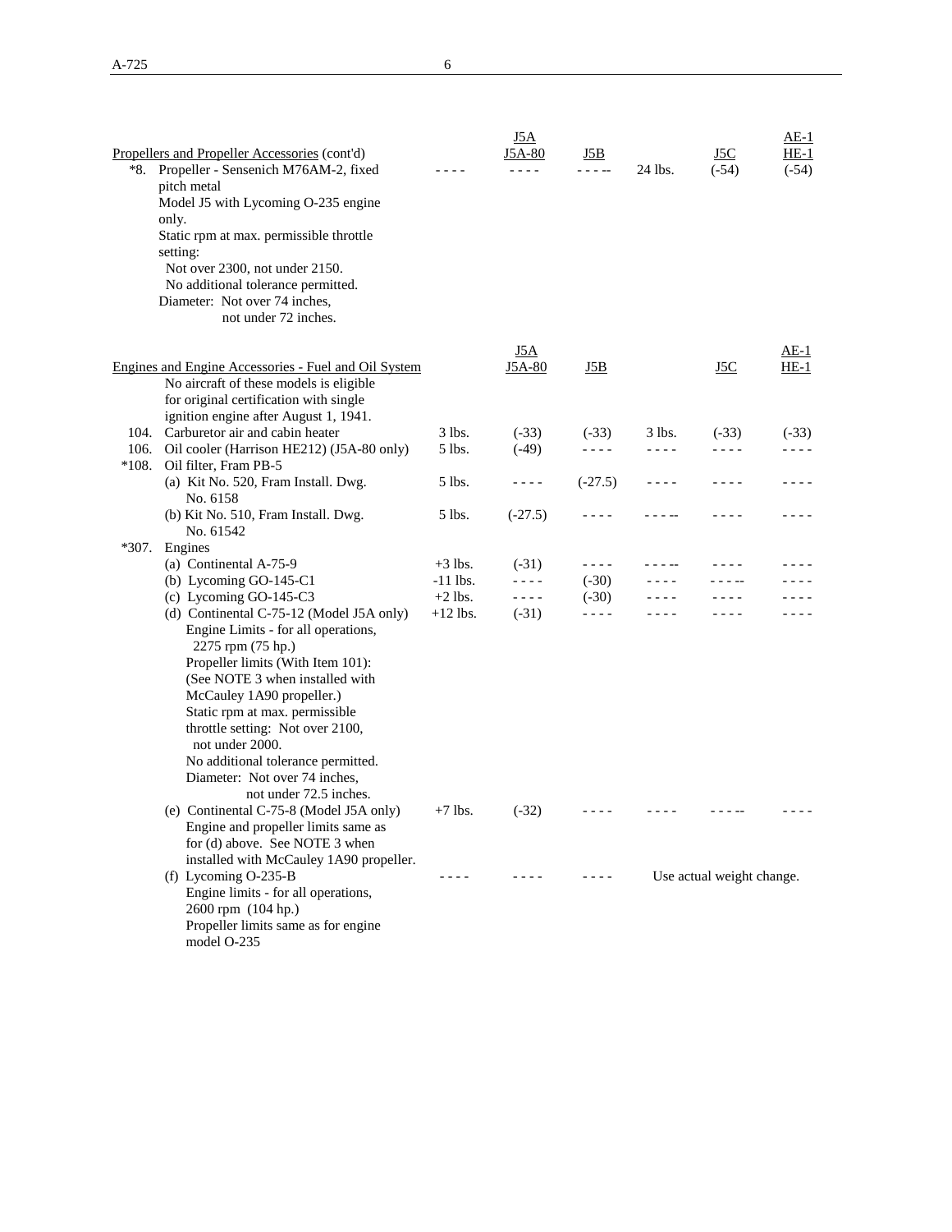| Propellers and Propeller Accessories (cont'd) | | J5A J5A-80 | J5B | | J5C | AE-1 HE-1 |
|---|---|---|---|---|---|---|
| *8. Propeller - Sensenich M76AM-2, fixed pitch metal<br>Model J5 with Lycoming O-235 engine only.<br>Static rpm at max. permissible throttle setting:<br>Not over 2300, not under 2150.<br>No additional tolerance permitted.<br>Diameter: Not over 74 inches, not under 72 inches. | - - - - | - - - - | - - - - | 24 lbs. | (-54) | (-54) |

| Engines and Engine Accessories - Fuel and Oil System | | J5A J5A-80 | J5B | | J5C | AE-1 HE-1 |
|---|---|---|---|---|---|---|
| No aircraft of these models is eligible for original certification with single ignition engine after August 1, 1941. | | | | | | |
| 104. Carburetor air and cabin heater | 3 lbs. | (-33) | (-33) | 3 lbs. | (-33) | (-33) |
| 106. Oil cooler (Harrison HE212) (J5A-80 only) | 5 lbs. | (-49) | - - - - | - - - - | - - - - | - - - - |
| *108. Oil filter, Fram PB-5 | | | | | | |
| (a) Kit No. 520, Fram Install. Dwg. No. 6158 | 5 lbs. | - - - - | (-27.5) | - - - - | - - - - | - - - - |
| (b) Kit No. 510, Fram Install. Dwg. No. 61542 | 5 lbs. | (-27.5) | - - - - | - - - - | - - - - | - - - - |
| *307. Engines | | | | | | |
| (a) Continental A-75-9 | +3 lbs. | (-31) | - - - - | - - - - | - - - - | - - - - |
| (b) Lycoming GO-145-C1 | -11 lbs. | - - - - | (-30) | - - - - | - - - - | - - - - |
| (c) Lycoming GO-145-C3 | +2 lbs. | - - - - | (-30) | - - - - | - - - - | - - - - |
| (d) Continental C-75-12 (Model J5A only)<br>Engine Limits - for all operations, 2275 rpm (75 hp.)<br>Propeller limits (With Item 101): (See NOTE 3 when installed with McCauley 1A90 propeller.)<br>Static rpm at max. permissible throttle setting: Not over 2100, not under 2000.<br>No additional tolerance permitted.<br>Diameter: Not over 74 inches, not under 72.5 inches. | +12 lbs. | (-31) | - - - - | - - - - | - - - - | - - - - |
| (e) Continental C-75-8 (Model J5A only)<br>Engine and propeller limits same as for (d) above. See NOTE 3 when installed with McCauley 1A90 propeller. | +7 lbs. | (-32) | - - - - | - - - - | - - - - | - - - - |
| (f) Lycoming O-235-B<br>Engine limits - for all operations, 2600 rpm (104 hp.)<br>Propeller limits same as for engine model O-235 | - - - - | - - - - | - - - - | Use actual weight change. | | |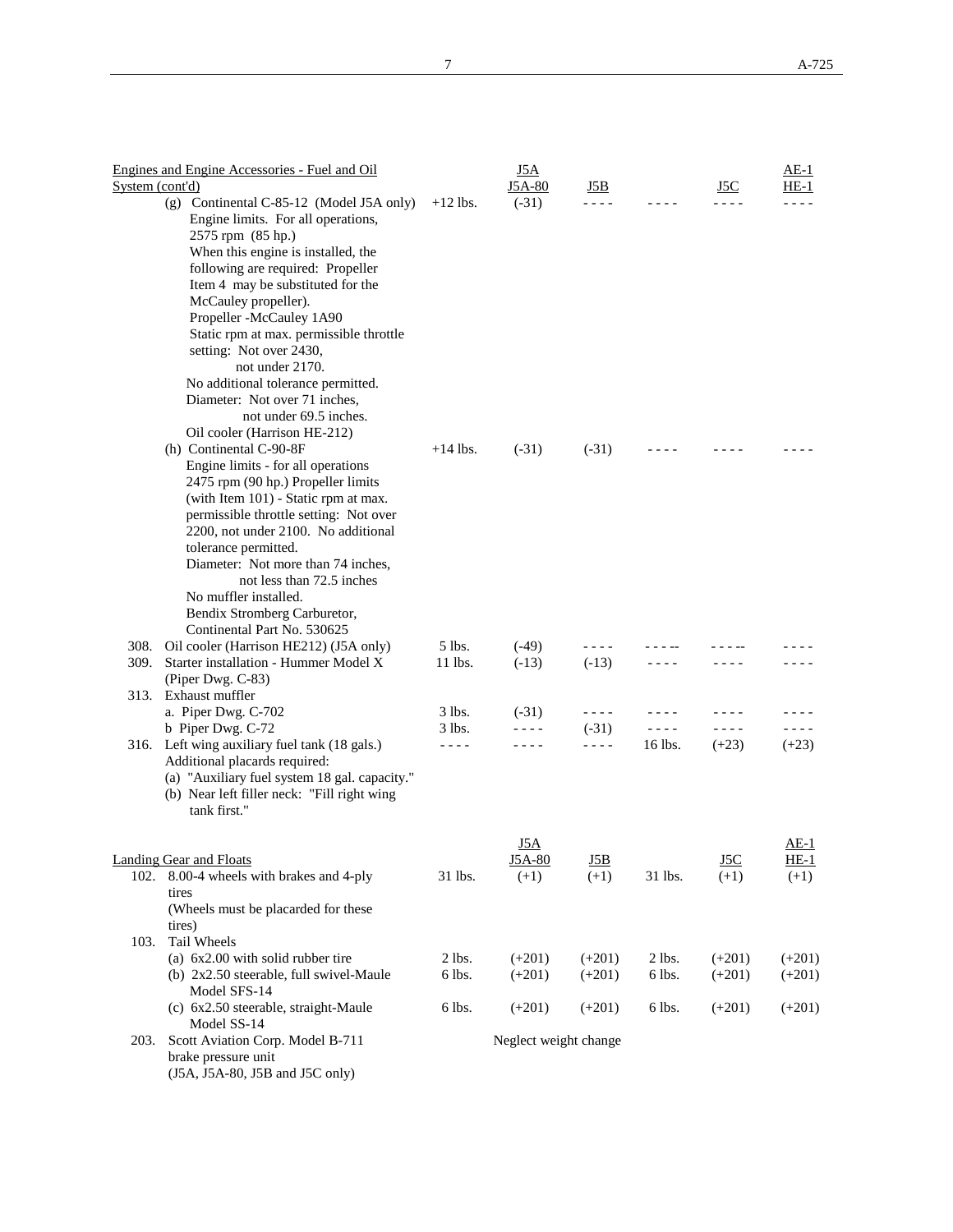| Engines and Engine Accessories - Fuel and Oil System (cont'd) | | J5A J5A-80 | J5B | | J5C | AE-1 HE-1 |
|---|---|---|---|---|---|---|
| (g) Continental C-85-12 (Model J5A only) Engine limits. For all operations, 2575 rpm (85 hp.) When this engine is installed, the following are required: Propeller Item 4 may be substituted for the McCauley propeller). Propeller -McCauley 1A90 Static rpm at max. permissible throttle setting: Not over 2430, not under 2170. No additional tolerance permitted. Diameter: Not over 71 inches, not under 69.5 inches. Oil cooler (Harrison HE-212) | +12 lbs. | (-31) | - - - - | - - - - | - - - - | - - - - |
| (h) Continental C-90-8F Engine limits - for all operations 2475 rpm (90 hp.) Propeller limits (with Item 101) - Static rpm at max. permissible throttle setting: Not over 2200, not under 2100. No additional tolerance permitted. Diameter: Not more than 74 inches, not less than 72.5 inches No muffler installed. Bendix Stromberg Carburetor, Continental Part No. 530625 | +14 lbs. | (-31) | (-31) | - - - - | - - - - | - - - - |
| 308. Oil cooler (Harrison HE212) (J5A only) | 5 lbs. | (-49) | - - - - | - - - - | - - - - | - - - - |
| 309. Starter installation - Hummer Model X (Piper Dwg. C-83) | 11 lbs. | (-13) | (-13) | - - - - | - - - - | - - - - |
| 313. Exhaust muffler | | | | | | |
| a. Piper Dwg. C-702 | 3 lbs. | (-31) | - - - - | - - - - | - - - - | - - - - |
| b Piper Dwg. C-72 | 3 lbs. | - - - - | (-31) | - - - - | - - - - | - - - - |
| 316. Left wing auxiliary fuel tank (18 gals.) Additional placards required: (a) "Auxiliary fuel system 18 gal. capacity." (b) Near left filler neck: "Fill right wing tank first." | - - - - | - - - - | - - - - | 16 lbs. | (+23) | (+23) |

| Landing Gear and Floats | | J5A J5A-80 | J5B | | J5C | AE-1 HE-1 |
|---|---|---|---|---|---|---|
| 102. 8.00-4 wheels with brakes and 4-ply tires (Wheels must be placarded for these tires) | 31 lbs. | (+1) | (+1) | 31 lbs. | (+1) | (+1) |
| 103. Tail Wheels | | | | | | |
| (a) 6x2.00 with solid rubber tire | 2 lbs. | (+201) | (+201) | 2 lbs. | (+201) | (+201) |
| (b) 2x2.50 steerable, full swivel-Maule Model SFS-14 | 6 lbs. | (+201) | (+201) | 6 lbs. | (+201) | (+201) |
| (c) 6x2.50 steerable, straight-Maule Model SS-14 | 6 lbs. | (+201) | (+201) | 6 lbs. | (+201) | (+201) |
| 203. Scott Aviation Corp. Model B-711 brake pressure unit (J5A, J5A-80, J5B and J5C only) | | Neglect weight change | | | | |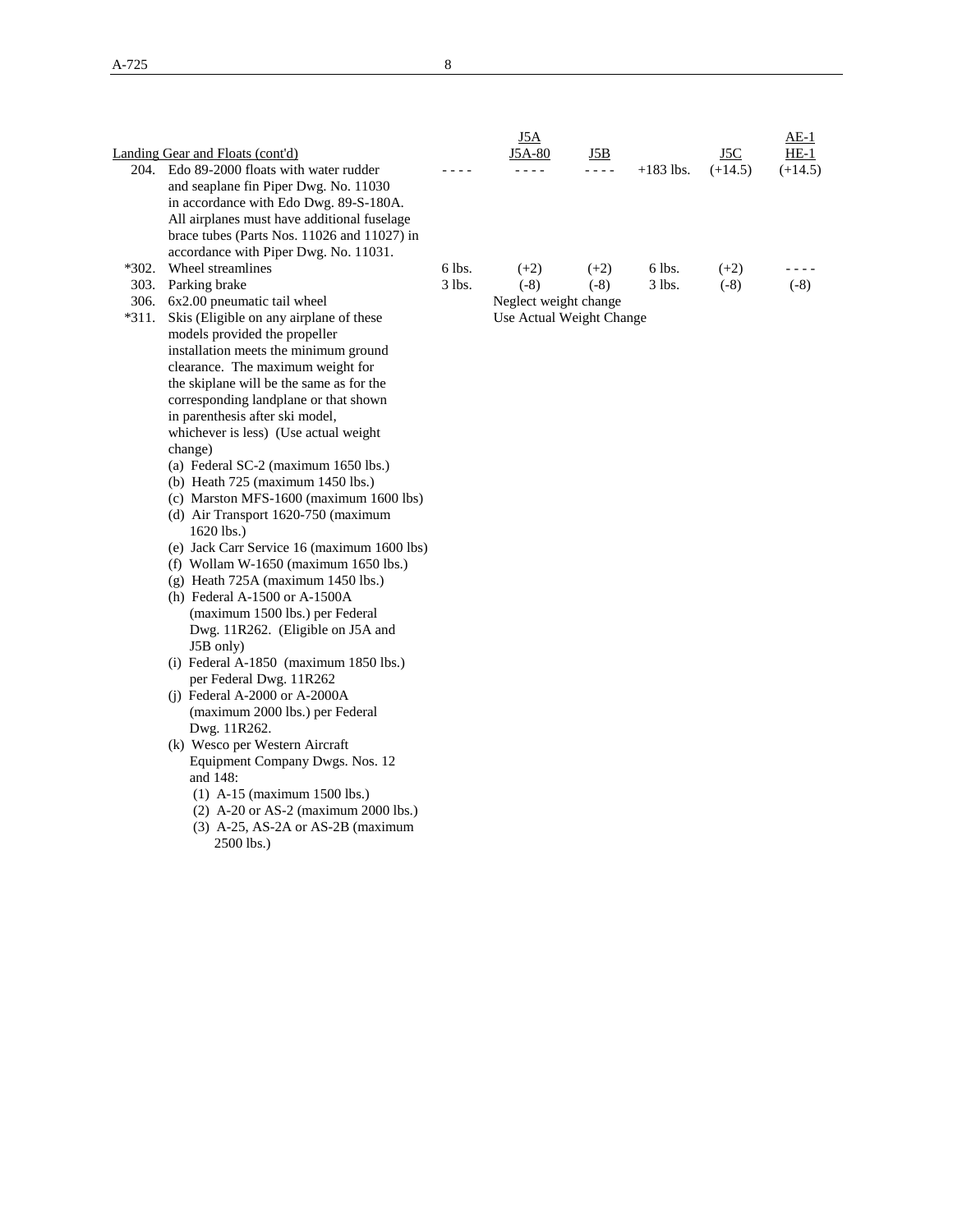| Landing Gear and Floats (cont'd) | | J5A J5A-80 | J5B | | J5C | AE-1 HE-1 |
|---|---|---|---|---|---|---|
| 204. Edo 89-2000 floats with water rudder and seaplane fin Piper Dwg. No. 11030 in accordance with Edo Dwg. 89-S-180A. All airplanes must have additional fuselage brace tubes (Parts Nos. 11026 and 11027) in accordance with Piper Dwg. No. 11031. | - - - - | - - - - | - - - - | +183 lbs. | (+14.5) | (+14.5) |
| *302. Wheel streamlines | 6 lbs. | (+2) | (+2) | 6 lbs. | (+2) | - - - - |
| 303. Parking brake | 3 lbs. | (-8) | (-8) | 3 lbs. | (-8) | (-8) |
| 306. 6x2.00 pneumatic tail wheel | | Neglect weight change | | | | |
| *311. Skis (Eligible on any airplane of these models provided the propeller installation meets the minimum ground clearance. The maximum weight for the skiplane will be the same as for the corresponding landplane or that shown in parenthesis after ski model, whichever is less) (Use actual weight change) | | Use Actual Weight Change | | | | |

(a) Federal SC-2 (maximum 1650 lbs.)
(b) Heath 725 (maximum 1450 lbs.)
(c) Marston MFS-1600 (maximum 1600 lbs)
(d) Air Transport 1620-750 (maximum 1620 lbs.)
(e) Jack Carr Service 16 (maximum 1600 lbs)
(f) Wollam W-1650 (maximum 1650 lbs.)
(g) Heath 725A (maximum 1450 lbs.)
(h) Federal A-1500 or A-1500A (maximum 1500 lbs.) per Federal Dwg. 11R262. (Eligible on J5A and J5B only)
(i) Federal A-1850 (maximum 1850 lbs.) per Federal Dwg. 11R262
(j) Federal A-2000 or A-2000A (maximum 2000 lbs.) per Federal Dwg. 11R262.
(k) Wesco per Western Aircraft Equipment Company Dwgs. Nos. 12 and 148:
   (1) A-15 (maximum 1500 lbs.)
   (2) A-20 or AS-2 (maximum 2000 lbs.)
   (3) A-25, AS-2A or AS-2B (maximum 2500 lbs.)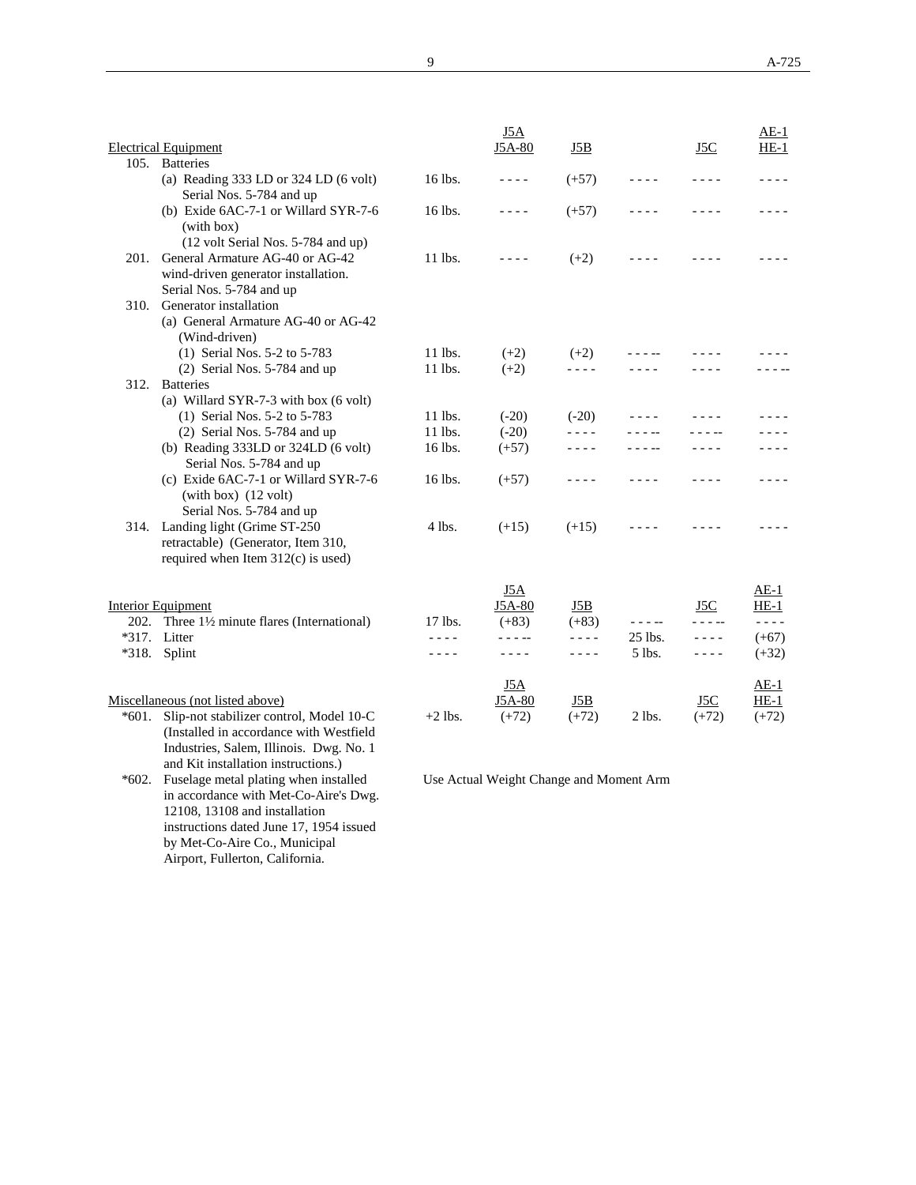| Electrical Equipment | | J5A J5A-80 | J5B | | J5C | AE-1 HE-1 |
|---|---|---|---|---|---|---|
| 105. Batteries | | | | | | |
| (a) Reading 333 LD or 324 LD (6 volt) Serial Nos. 5-784 and up | 16 lbs. | - - - - | (+57) | - - - - | - - - - | - - - - |
| (b) Exide 6AC-7-1 or Willard SYR-7-6 (with box) (12 volt Serial Nos. 5-784 and up) | 16 lbs. | - - - - | (+57) | - - - - | - - - - | - - - - |
| 201. General Armature AG-40 or AG-42 wind-driven generator installation. Serial Nos. 5-784 and up | 11 lbs. | - - - - | (+2) | - - - - | - - - - | - - - - |
| 310. Generator installation | | | | | | |
| (a) General Armature AG-40 or AG-42 (Wind-driven) | | | | | | |
| (1) Serial Nos. 5-2 to 5-783 | 11 lbs. | (+2) | (+2) | - - - - | - - - - | - - - - |
| (2) Serial Nos. 5-784 and up | 11 lbs. | (+2) | - - - - | - - - - | - - - - | - - - - |
| 312. Batteries | | | | | | |
| (a) Willard SYR-7-3 with box (6 volt) | | | | | | |
| (1) Serial Nos. 5-2 to 5-783 | 11 lbs. | (-20) | (-20) | - - - - | - - - - | - - - - |
| (2) Serial Nos. 5-784 and up | 11 lbs. | (-20) | - - - - | - - - - | - - - - | - - - - |
| (b) Reading 333LD or 324LD (6 volt) Serial Nos. 5-784 and up | 16 lbs. | (+57) | - - - - | - - - - | - - - - | - - - - |
| (c) Exide 6AC-7-1 or Willard SYR-7-6 (with box) (12 volt) Serial Nos. 5-784 and up | 16 lbs. | (+57) | - - - - | - - - - | - - - - | - - - - |
| 314. Landing light (Grime ST-250 retractable) (Generator, Item 310, required when Item 312(c) is used) | 4 lbs. | (+15) | (+15) | - - - - | - - - - | - - - - |

| Interior Equipment | | J5A J5A-80 | J5B | | J5C | AE-1 HE-1 |
|---|---|---|---|---|---|---|
| 202. Three 1½ minute flares (International) | 17 lbs. | (+83) | (+83) | - - - - | - - - - | - - - - |
| *317. Litter | - - - - | - - - - | - - - - | 25 lbs. | - - - - | (+67) |
| *318. Splint | - - - - | - - - - | - - - - | 5 lbs. | - - - - | (+32) |

| Miscellaneous (not listed above) | | J5A J5A-80 | J5B | | J5C | AE-1 HE-1 |
|---|---|---|---|---|---|---|
| *601. Slip-not stabilizer control, Model 10-C (Installed in accordance with Westfield Industries, Salem, Illinois. Dwg. No. 1 and Kit installation instructions.) | +2 lbs. | (+72) | (+72) | 2 lbs. | (+72) | (+72) |
| *602. Fuselage metal plating when installed in accordance with Met-Co-Aire's Dwg. 12108, 13108 and installation instructions dated June 17, 1954 issued by Met-Co-Aire Co., Municipal Airport, Fullerton, California. | Use Actual Weight Change and Moment Arm | | | | | |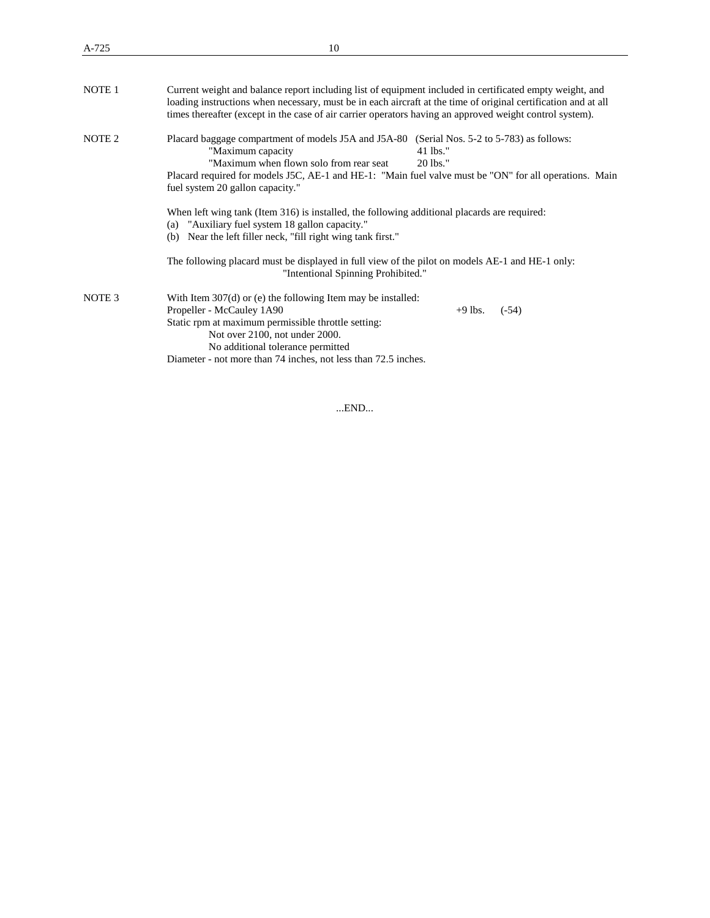NOTE 1 — Current weight and balance report including list of equipment included in certificated empty weight, and loading instructions when necessary, must be in each aircraft at the time of original certification and at all times thereafter (except in the case of air carrier operators having an approved weight control system).

NOTE 2 — Placard baggage compartment of models J5A and J5A-80 (Serial Nos. 5-2 to 5-783) as follows:

| | |
|---|---|
| "Maximum capacity | 41 lbs." |
| "Maximum when flown solo from rear seat | 20 lbs." |

Placard required for models J5C, AE-1 and HE-1: "Main fuel valve must be "ON" for all operations. Main fuel system 20 gallon capacity."

When left wing tank (Item 316) is installed, the following additional placards are required:

(a) "Auxiliary fuel system 18 gallon capacity."
(b) Near the left filler neck, "fill right wing tank first."

The following placard must be displayed in full view of the pilot on models AE-1 and HE-1 only:

"Intentional Spinning Prohibited."

NOTE 3 — With Item 307(d) or (e) the following Item may be installed:

Propeller - McCauley 1A90 +9 lbs. (-54)

Static rpm at maximum permissible throttle setting:

Not over 2100, not under 2000.
No additional tolerance permitted

Diameter - not more than 74 inches, not less than 72.5 inches.

...END...